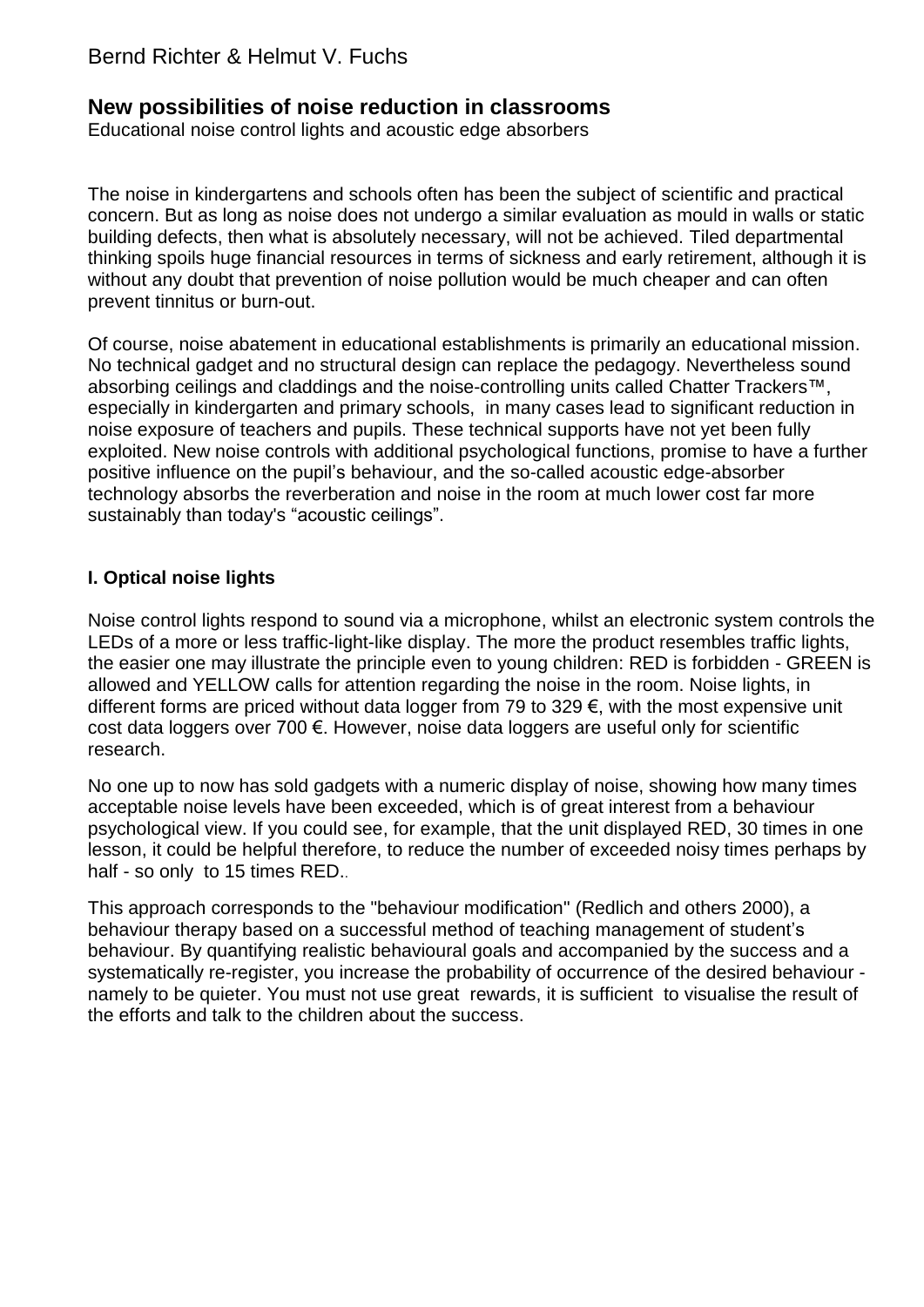Bernd Richter & Helmut V. Fuchs

## New possibilities of noise reduction in classrooms

Educational noise control lights and acoustic edge absorbers

The noise in kindergartens and schools often has been the subject of scientific and practical concern. But as long as noise does not undergo a similar evaluation as mould in walls or static building defects, then what is absolutely necessary, will not be achieved. Tiled departmental thinking spoils huge financial resources in terms of sickness and early retirement, although it is without any doubt that prevention of noise pollution would be much cheaper and can often prevent tinnitus or burn-out.

Of course, noise abatement in educational establishments is primarily an educational mission. No technical gadget and no structural design can replace the pedagogy. Nevertheless sound absorbing ceilings and claddings and the noise-controlling units called Chatter Trackers™, especially in kindergarten and primary schools, in many cases lead to significant reduction in noise exposure of teachers and pupils. These technical supports have not yet been fully exploited. New noise controls with additional psychological functions, promise to have a further positive influence on the pupil's behaviour, and the so-called acoustic edge-absorber technology absorbs the reverberation and noise in the room at much lower cost far more sustainably than today's "acoustic ceilings".

### I. Optical noise lights

Noise control lights respond to sound via a microphone, whilst an electronic system controls the LEDs of a more or less traffic-light-like display. The more the product resembles traffic lights, the easier one may illustrate the principle even to young children: RED is forbidden - GREEN is allowed and YELLOW calls for attention regarding the noise in the room. Noise lights, in different forms are priced without data logger from 79 to 329 €, with the most expensive unit cost data loggers over 700 €. However, noise data loggers are useful only for scientific research.

No one up to now has sold gadgets with a numeric display of noise, showing how many times acceptable noise levels have been exceeded, which is of great interest from a behaviour psychological view. If you could see, for example, that the unit displayed RED, 30 times in one lesson, it could be helpful therefore, to reduce the number of exceeded noisy times perhaps by half - so only to 15 times RED..

This approach corresponds to the "behaviour modification" (Redlich and others 2000), a behaviour therapy based on a successful method of teaching management of student's behaviour. By quantifying realistic behavioural goals and accompanied by the success and a systematically re-register, you increase the probability of occurrence of the desired behaviour - namely to be quieter. You must not use great rewards, it is sufficient to visualise the result of the efforts and talk to the children about the success.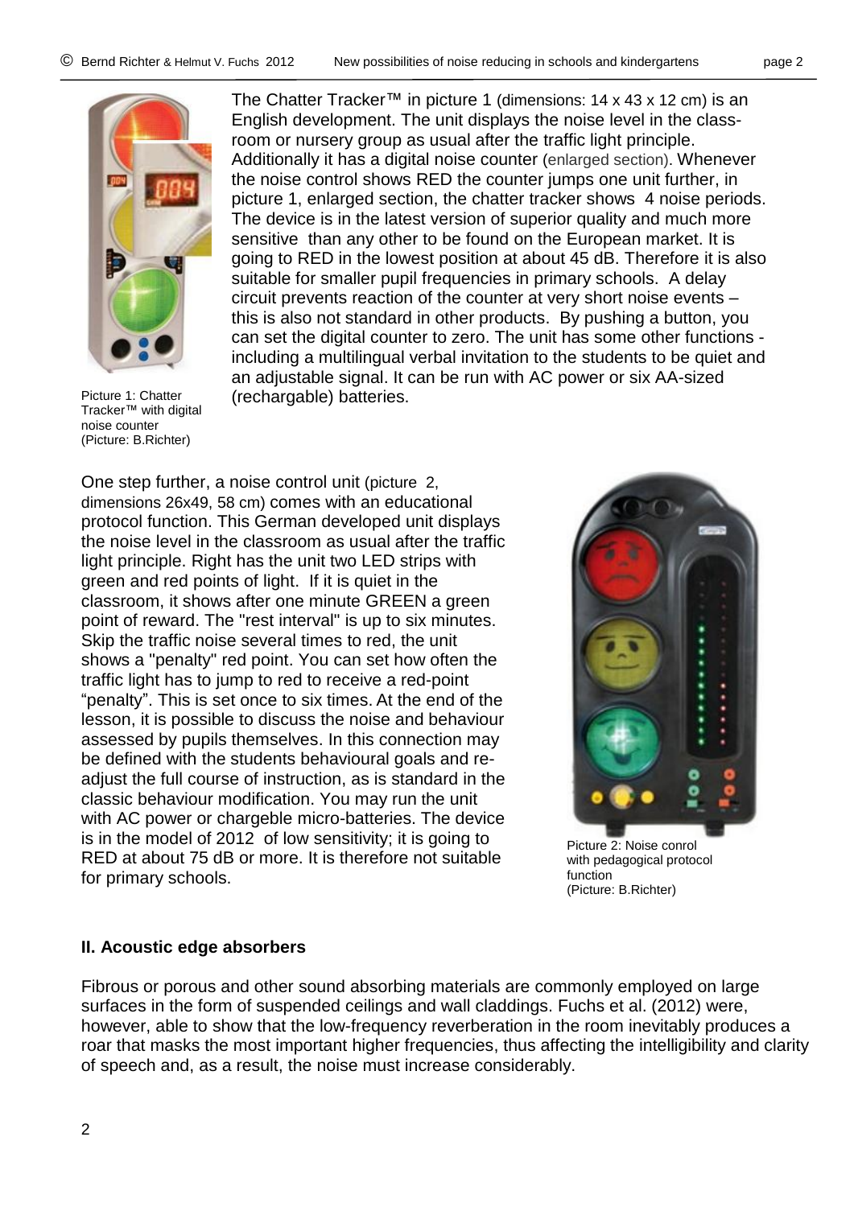The Chatter Tracker™ in picture 1 (dimensions: 14 x 43 x 12 cm) is an English development. The unit displays the noise level in the class-room or nursery group as usual after the traffic light principle. Additionally it has a digital noise counter (enlarged section). Whenever the noise control shows RED the counter jumps one unit further, in picture 1, enlarged section, the chatter tracker shows 4 noise periods. The device is in the latest version of superior quality and much more sensitive than any other to be found on the European market. It is going to RED in the lowest position at about 45 dB. Therefore it is also suitable for smaller pupil frequencies in primary schools. A delay circuit prevents reaction of the counter at very short noise events – this is also not standard in other products. By pushing a button, you can set the digital counter to zero. The unit has some other functions - including a multilingual verbal invitation to the students to be quiet and an adjustable signal. It can be run with AC power or six AA-sized (rechargable) batteries.

Picture 1: Chatter Tracker™ with digital noise counter (Picture: B.Richter)

One step further, a noise control unit (picture 2, dimensions 26x49, 58 cm) comes with an educational protocol function. This German developed unit displays the noise level in the classroom as usual after the traffic light principle. Right has the unit two LED strips with green and red points of light. If it is quiet in the classroom, it shows after one minute GREEN a green point of reward. The "rest interval" is up to six minutes. Skip the traffic noise several times to red, the unit shows a "penalty" red point. You can set how often the traffic light has to jump to red to receive a red-point “penalty”. This is set once to six times. At the end of the lesson, it is possible to discuss the noise and behaviour assessed by pupils themselves. In this connection may be defined with the students behavioural goals and re-adjust the full course of instruction, as is standard in the classic behaviour modification. You may run the unit with AC power or chargeble micro-batteries. The device is in the model of 2012 of low sensitivity; it is going to RED at about 75 dB or more. It is therefore not suitable for primary schools.

Picture 2: Noise conrol with pedagogical protocol function (Picture: B.Richter)

## II. Acoustic edge absorbers

Fibrous or porous and other sound absorbing materials are commonly employed on large surfaces in the form of suspended ceilings and wall claddings. Fuchs et al. (2012) were, however, able to show that the low-frequency reverberation in the room inevitably produces a roar that masks the most important higher frequencies, thus affecting the intelligibility and clarity of speech and, as a result, the noise must increase considerably.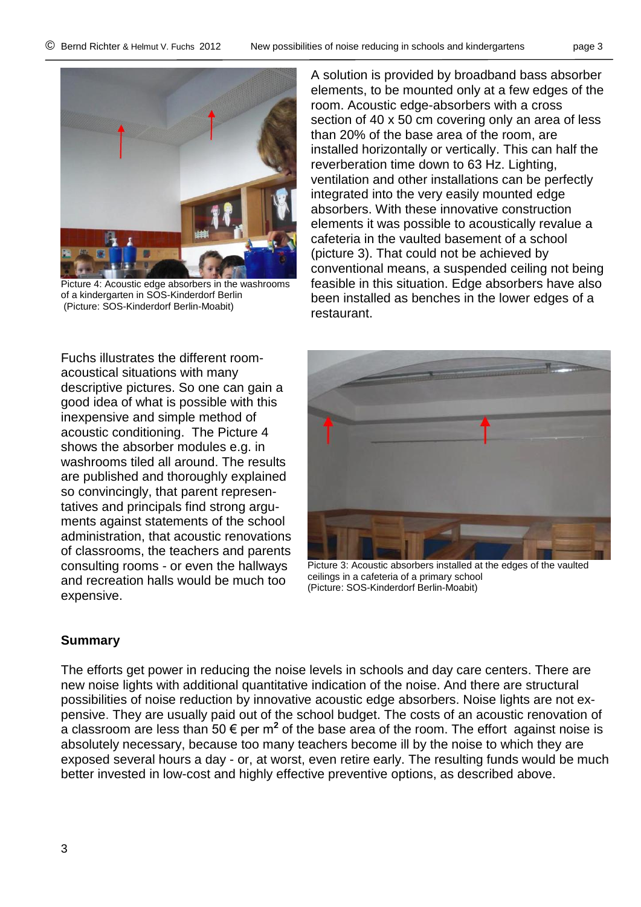Picture 4: Acoustic edge absorbers in the washrooms of a kindergarten in SOS-Kinderdorf Berlin (Picture: SOS-Kinderdorf Berlin-Moabit)

A solution is provided by broadband bass absorber elements, to be mounted only at a few edges of the room. Acoustic edge-absorbers with a cross section of 40 x 50 cm covering only an area of less than 20% of the base area of the room, are installed horizontally or vertically. This can half the reverberation time down to 63 Hz. Lighting, ventilation and other installations can be perfectly integrated into the very easily mounted edge absorbers. With these innovative construction elements it was possible to acoustically revalue a cafeteria in the vaulted basement of a school (picture 3). That could not be achieved by conventional means, a suspended ceiling not being feasible in this situation. Edge absorbers have also been installed as benches in the lower edges of a restaurant.

Fuchs illustrates the different room-acoustical situations with many descriptive pictures. So one can gain a good idea of what is possible with this inexpensive and simple method of acoustic conditioning. The Picture 4 shows the absorber modules e.g. in washrooms tiled all around. The results are published and thoroughly explained so convincingly, that parent representatives and principals find strong arguments against statements of the school administration, that acoustic renovations of classrooms, the teachers and parents consulting rooms - or even the hallways and recreation halls would be much too expensive.

Picture 3: Acoustic absorbers installed at the edges of the vaulted ceilings in a cafeteria of a primary school (Picture: SOS-Kinderdorf Berlin-Moabit)

**Summary**

The efforts get power in reducing the noise levels in schools and day care centers. There are new noise lights with additional quantitative indication of the noise. And there are structural possibilities of noise reduction by innovative acoustic edge absorbers. Noise lights are not expensive. They are usually paid out of the school budget. The costs of an acoustic renovation of a classroom are less than 50 € per $m^2$ of the base area of the room. The effort against noise is absolutely necessary, because too many teachers become ill by the noise to which they are exposed several hours a day - or, at worst, even retire early. The resulting funds would be much better invested in low-cost and highly effective preventive options, as described above.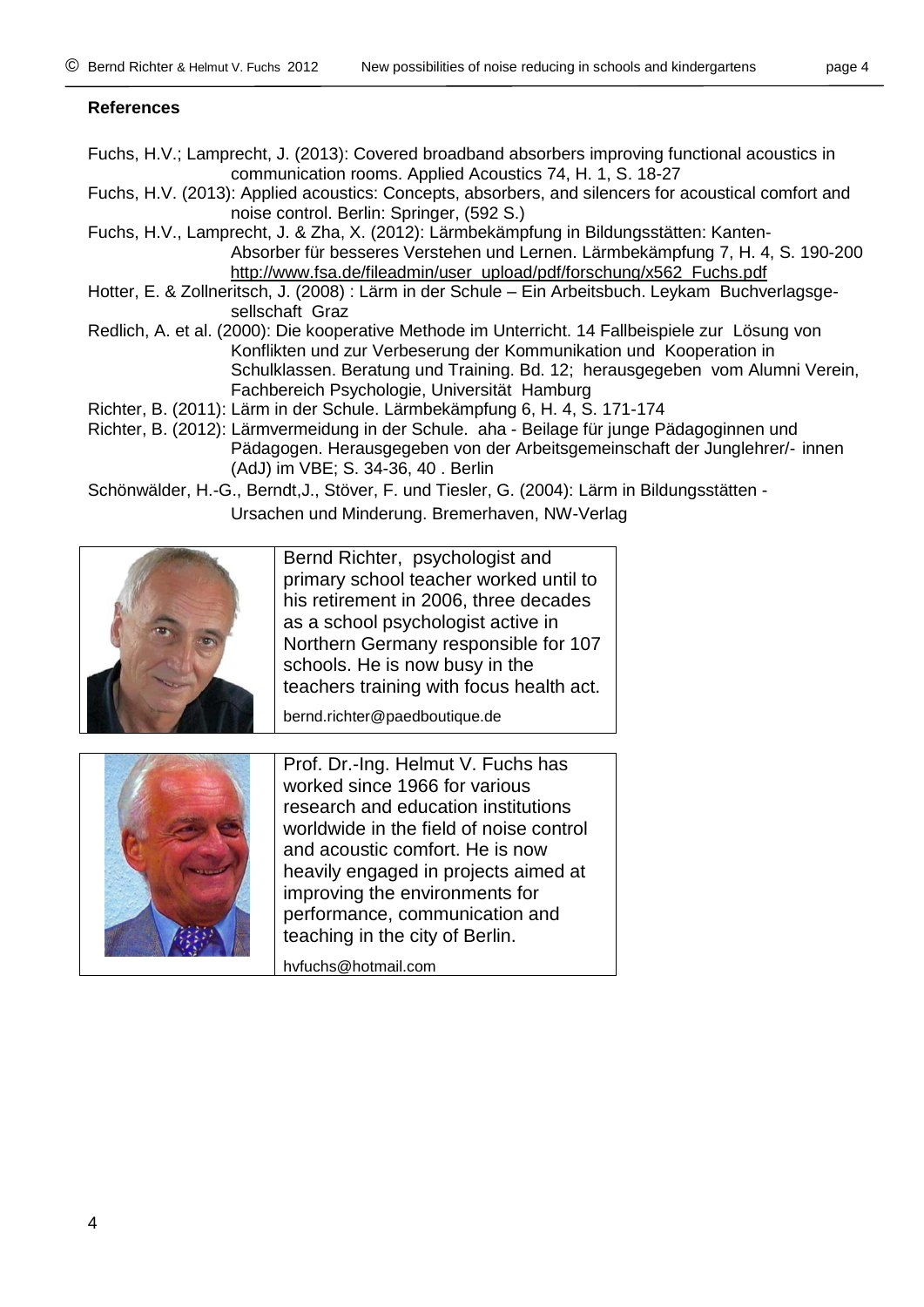**References**

Fuchs, H.V.; Lamprecht, J. (2013): Covered broadband absorbers improving functional acoustics in communication rooms. Applied Acoustics 74, H. 1, S. 18-27

Fuchs, H.V. (2013): Applied acoustics: Concepts, absorbers, and silencers for acoustical comfort and noise control. Berlin: Springer, (592 S.)

Fuchs, H.V., Lamprecht, J. & Zha, X. (2012): Lärmbekämpfung in Bildungsstätten: Kanten-Absorber für besseres Verstehen und Lernen. Lärmbekämpfung 7, H. 4, S. 190-200 http://www.fsa.de/fileadmin/user_upload/pdf/forschung/x562_Fuchs.pdf

Hotter, E. & Zollneritsch, J. (2008) : Lärm in der Schule – Ein Arbeitsbuch. Leykam Buchverlagsgesellschaft Graz

Redlich, A. et al. (2000): Die kooperative Methode im Unterricht. 14 Fallbeispiele zur Lösung von Konflikten und zur Verbeserung der Kommunikation und Kooperation in Schulklassen. Beratung und Training. Bd. 12; herausgegeben vom Alumni Verein, Fachbereich Psychologie, Universität Hamburg

Richter, B. (2011): Lärm in der Schule. Lärmbekämpfung 6, H. 4, S. 171-174

Richter, B. (2012): Lärmvermeidung in der Schule. aha - Beilage für junge Pädagoginnen und Pädagogen. Herausgegeben von der Arbeitsgemeinschaft der Junglehrer/- innen (AdJ) im VBE; S. 34-36, 40 . Berlin

Schönwälder, H.-G., Berndt,J., Stöver, F. und Tiesler, G. (2004): Lärm in Bildungsstätten - Ursachen und Minderung. Bremerhaven, NW-Verlag

Bernd Richter, psychologist and primary school teacher worked until to his retirement in 2006, three decades as a school psychologist active in Northern Germany responsible for 107 schools. He is now busy in the teachers training with focus health act.

bernd.richter@paedboutique.de

Prof. Dr.-Ing. Helmut V. Fuchs has worked since 1966 for various research and education institutions worldwide in the field of noise control and acoustic comfort. He is now heavily engaged in projects aimed at improving the environments for performance, communication and teaching in the city of Berlin.

hvfuchs@hotmail.com